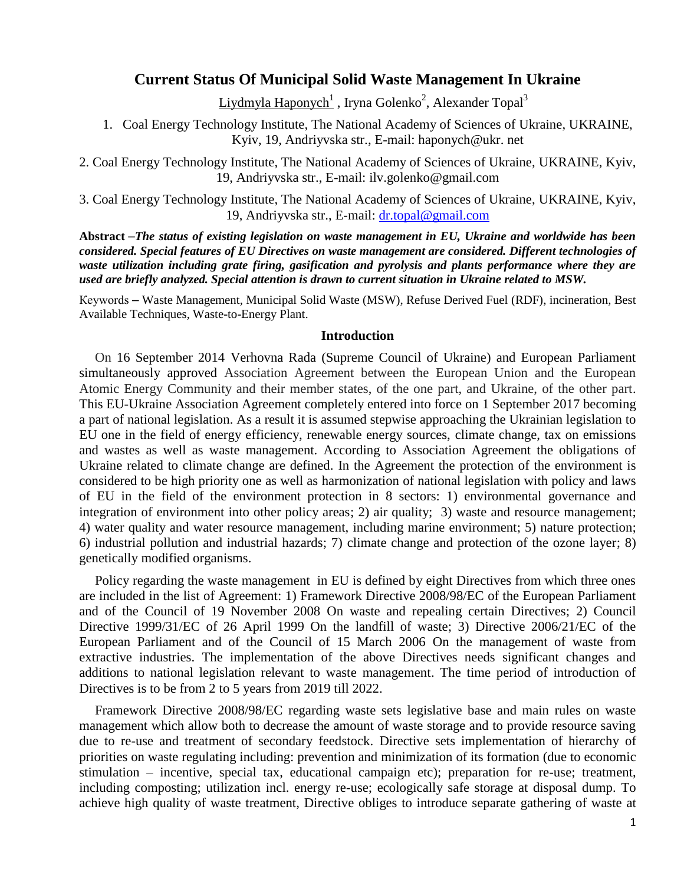# Current Status Of Municipal Solid Waste Management In Ukraine

Liydmyla Haponych[1] , Iryna Golenko[2], Alexander Topal[3]

1. Coal Energy Technology Institute, The National Academy of Sciences of Ukraine, UKRAINE, Kyiv, 19, Andriyvska str., E-mail: haponych@ukr. net

2. Coal Energy Technology Institute, The National Academy of Sciences of Ukraine, UKRAINE, Kyiv, 19, Andriyvska str., E-mail: ilv.golenko@gmail.com

3. Coal Energy Technology Institute, The National Academy of Sciences of Ukraine, UKRAINE, Kyiv, 19, Andriyvska str., E-mail: dr.topal@gmail.com

**Abstract –*The status of existing legislation on waste management in EU, Ukraine and worldwide has been considered. Special features of EU Directives on waste management are considered. Different technologies of waste utilization including grate firing, gasification and pyrolysis and plants performance where they are used are briefly analyzed. Special attention is drawn to current situation in Ukraine related to MSW.***

Keywords – Waste Management, Municipal Solid Waste (MSW), Refuse Derived Fuel (RDF), incineration, Best Available Techniques, Waste-to-Energy Plant.

## Introduction

On 16 September 2014 Verhovna Rada (Supreme Council of Ukraine) and European Parliament simultaneously approved Association Agreement between the European Union and the European Atomic Energy Community and their member states, of the one part, and Ukraine, of the other part. This EU-Ukraine Association Agreement completely entered into force on 1 September 2017 becoming a part of national legislation. As a result it is assumed stepwise approaching the Ukrainian legislation to EU one in the field of energy efficiency, renewable energy sources, climate change, tax on emissions and wastes as well as waste management. According to Association Agreement the obligations of Ukraine related to climate change are defined. In the Agreement the protection of the environment is considered to be high priority one as well as harmonization of national legislation with policy and laws of EU in the field of the environment protection in 8 sectors: 1) environmental governance and integration of environment into other policy areas; 2) air quality; 3) waste and resource management; 4) water quality and water resource management, including marine environment; 5) nature protection; 6) industrial pollution and industrial hazards; 7) climate change and protection of the ozone layer; 8) genetically modified organisms.

Policy regarding the waste management in EU is defined by eight Directives from which three ones are included in the list of Agreement: 1) Framework Directive 2008/98/EC of the European Parliament and of the Council of 19 November 2008 On waste and repealing certain Directives; 2) Council Directive 1999/31/EC of 26 April 1999 On the landfill of waste; 3) Directive 2006/21/EC of the European Parliament and of the Council of 15 March 2006 On the management of waste from extractive industries. The implementation of the above Directives needs significant changes and additions to national legislation relevant to waste management. The time period of introduction of Directives is to be from 2 to 5 years from 2019 till 2022.

Framework Directive 2008/98/EC regarding waste sets legislative base and main rules on waste management which allow both to decrease the amount of waste storage and to provide resource saving due to re-use and treatment of secondary feedstock. Directive sets implementation of hierarchy of priorities on waste regulating including: prevention and minimization of its formation (due to economic stimulation – incentive, special tax, educational campaign etc); preparation for re-use; treatment, including composting; utilization incl. energy re-use; ecologically safe storage at disposal dump. To achieve high quality of waste treatment, Directive obliges to introduce separate gathering of waste at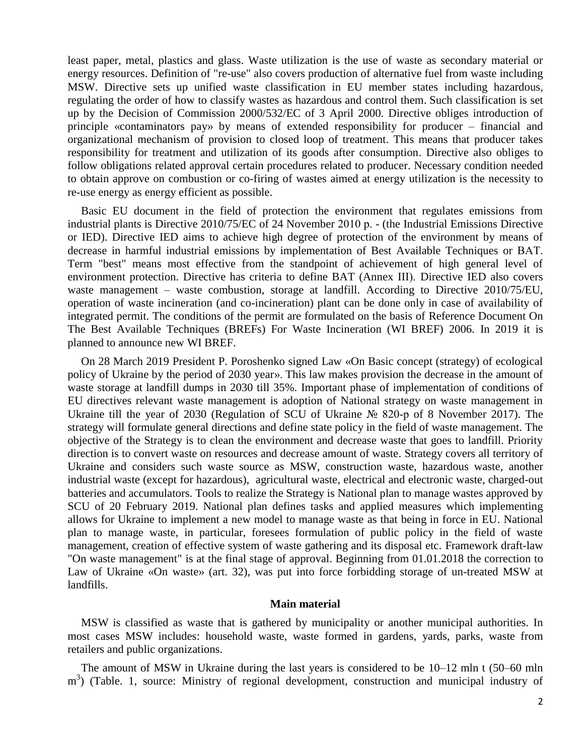least paper, metal, plastics and glass. Waste utilization is the use of waste as secondary material or energy resources. Definition of "re-use" also covers production of alternative fuel from waste including MSW. Directive sets up unified waste classification in EU member states including hazardous, regulating the order of how to classify wastes as hazardous and control them. Such classification is set up by the Decision of Commission 2000/532/EC of 3 April 2000. Directive obliges introduction of principle «contaminators pay» by means of extended responsibility for producer – financial and organizational mechanism of provision to closed loop of treatment. This means that producer takes responsibility for treatment and utilization of its goods after consumption. Directive also obliges to follow obligations related approval certain procedures related to producer. Necessary condition needed to obtain approve on combustion or co-firing of wastes aimed at energy utilization is the necessity to re-use energy as energy efficient as possible.

Basic EU document in the field of protection the environment that regulates emissions from industrial plants is Directive 2010/75/EC of 24 November 2010 р. - (the Industrial Emissions Directive or IED). Directive IED aims to achieve high degree of protection of the environment by means of decrease in harmful industrial emissions by implementation of Best Available Techniques or BAT. Term "best" means most effective from the standpoint of achievement of high general level of environment protection. Directive has criteria to define BAT (Annex III). Directive IED also covers waste management – waste combustion, storage at landfill. According to Directive 2010/75/EU, operation of waste incineration (and co-incineration) plant can be done only in case of availability of integrated permit. The conditions of the permit are formulated on the basis of Reference Document On The Best Available Techniques (BREFs) For Waste Incineration (WI BREF) 2006. In 2019 it is planned to announce new WI BREF.

On 28 March 2019 President P. Poroshenko signed Law «On Basic concept (strategy) of ecological policy of Ukraine by the period of 2030 year». This law makes provision the decrease in the amount of waste storage at landfill dumps in 2030 till 35%. Important phase of implementation of conditions of EU directives relevant waste management is adoption of National strategy on waste management in Ukraine till the year of 2030 (Regulation of SCU of Ukraine № 820-р of 8 November 2017). The strategy will formulate general directions and define state policy in the field of waste management. The objective of the Strategy is to clean the environment and decrease waste that goes to landfill. Priority direction is to convert waste on resources and decrease amount of waste. Strategy covers all territory of Ukraine and considers such waste source as MSW, construction waste, hazardous waste, another industrial waste (except for hazardous), agricultural waste, electrical and electronic waste, charged-out batteries and accumulators. Tools to realize the Strategy is National plan to manage wastes approved by SCU of 20 February 2019. National plan defines tasks and applied measures which implementing allows for Ukraine to implement a new model to manage waste as that being in force in EU. National plan to manage waste, in particular, foresees formulation of public policy in the field of waste management, creation of effective system of waste gathering and its disposal etc. Framework draft-law "On waste management" is at the final stage of approval. Beginning from 01.01.2018 the correction to Law of Ukraine «On waste» (art. 32), was put into force forbidding storage of un-treated MSW at landfills.

## Main material

MSW is classified as waste that is gathered by municipality or another municipal authorities. In most cases MSW includes: household waste, waste formed in gardens, yards, parks, waste from retailers and public organizations.

The amount of MSW in Ukraine during the last years is considered to be 10–12 mln t (50–60 mln $m^3$) (Table. 1, source: Ministry of regional development, construction and municipal industry of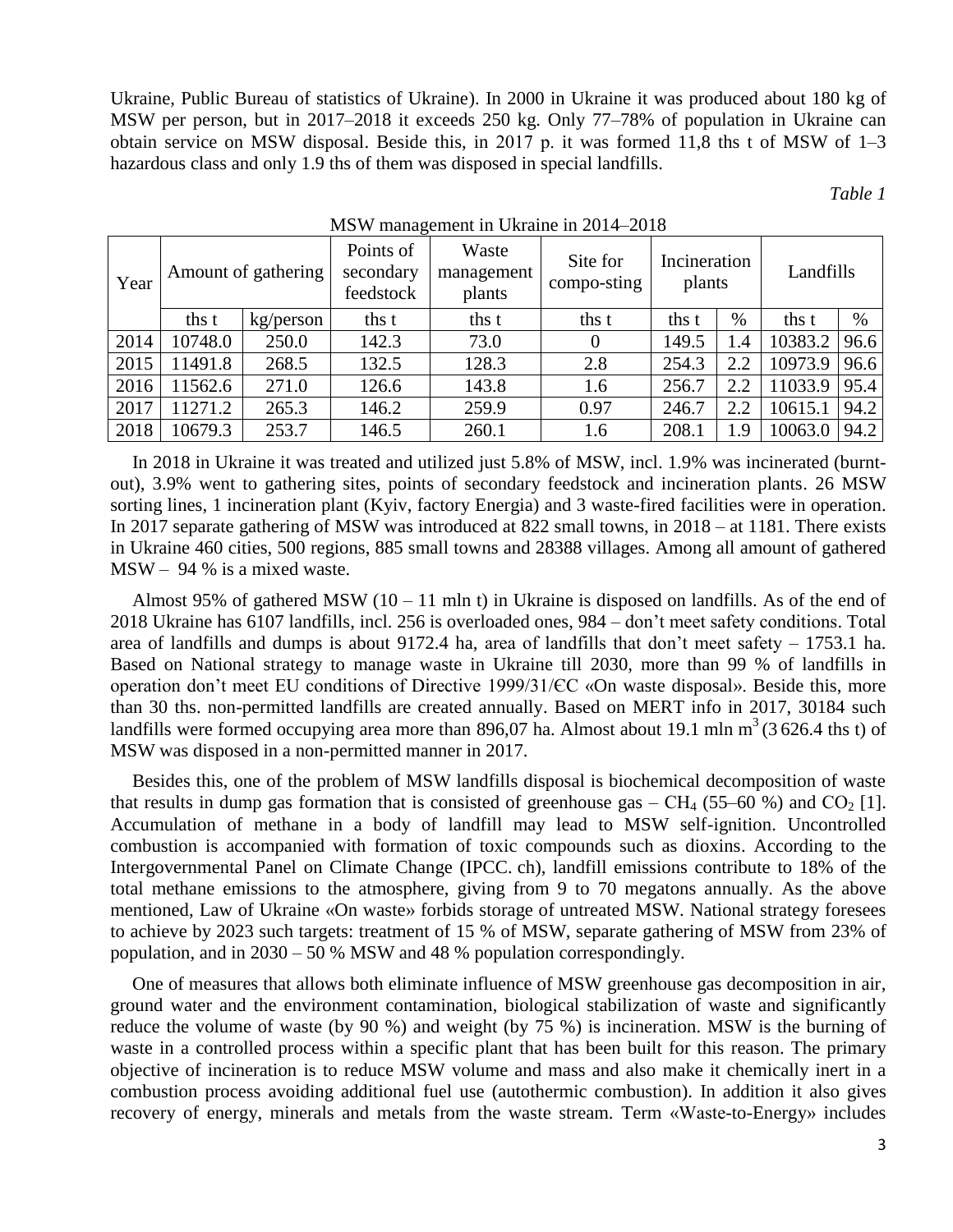Ukraine, Public Bureau of statistics of Ukraine). In 2000 in Ukraine it was produced about 180 kg of MSW per person, but in 2017–2018 it exceeds 250 kg. Only 77–78% of population in Ukraine can obtain service on MSW disposal. Beside this, in 2017 p. it was formed 11,8 ths t of MSW of 1–3 hazardous class and only 1.9 ths of them was disposed in special landfills.

*Table 1*

MSW management in Ukraine in 2014–2018

| Year | Amount of gathering | | Points of secondary feedstock | Waste management plants | Site for compo-sting | Incineration plants | | Landfills | |
|---|---|---|---|---|---|---|---|---|---|
| | ths t | kg/person | ths t | ths t | ths t | ths t | % | ths t | % |
| 2014 | 10748.0 | 250.0 | 142.3 | 73.0 | 0 | 149.5 | 1.4 | 10383.2 | 96.6 |
| 2015 | 11491.8 | 268.5 | 132.5 | 128.3 | 2.8 | 254.3 | 2.2 | 10973.9 | 96.6 |
| 2016 | 11562.6 | 271.0 | 126.6 | 143.8 | 1.6 | 256.7 | 2.2 | 11033.9 | 95.4 |
| 2017 | 11271.2 | 265.3 | 146.2 | 259.9 | 0.97 | 246.7 | 2.2 | 10615.1 | 94.2 |
| 2018 | 10679.3 | 253.7 | 146.5 | 260.1 | 1.6 | 208.1 | 1.9 | 10063.0 | 94.2 |

In 2018 in Ukraine it was treated and utilized just 5.8% of MSW, incl. 1.9% was incinerated (burnt-out), 3.9% went to gathering sites, points of secondary feedstock and incineration plants. 26 MSW sorting lines, 1 incineration plant (Kyiv, factory Energia) and 3 waste-fired facilities were in operation. In 2017 separate gathering of MSW was introduced at 822 small towns, in 2018 – at 1181. There exists in Ukraine 460 cities, 500 regions, 885 small towns and 28388 villages. Among all amount of gathered MSW – 94 % is a mixed waste.

Almost 95% of gathered MSW (10 – 11 mln t) in Ukraine is disposed on landfills. As of the end of 2018 Ukraine has 6107 landfills, incl. 256 is overloaded ones, 984 – don't meet safety conditions. Total area of landfills and dumps is about 9172.4 ha, area of landfills that don't meet safety – 1753.1 ha. Based on National strategy to manage waste in Ukraine till 2030, more than 99 % of landfills in operation don't meet EU conditions of Directive 1999/31/ЄС «On waste disposal». Beside this, more than 30 ths. non-permitted landfills are created annually. Based on MERT info in 2017, 30184 such landfills were formed occupying area more than 896,07 ha. Almost about 19.1 mln $m^3$ (3 626.4 ths t) of MSW was disposed in a non-permitted manner in 2017.

Besides this, one of the problem of MSW landfills disposal is biochemical decomposition of waste that results in dump gas formation that is consisted of greenhouse gas – $CH_4$ (55–60 %) and $CO_2$ [1]. Accumulation of methane in a body of landfill may lead to MSW self-ignition. Uncontrolled combustion is accompanied with formation of toxic compounds such as dioxins. According to the Intergovernmental Panel on Climate Change (IPCC. ch), landfill emissions contribute to 18% of the total methane emissions to the atmosphere, giving from 9 to 70 megatons annually. As the above mentioned, Law of Ukraine «On waste» forbids storage of untreated MSW. National strategy foresees to achieve by 2023 such targets: treatment of 15 % of MSW, separate gathering of MSW from 23% of population, and in 2030 – 50 % MSW and 48 % population correspondingly.

One of measures that allows both eliminate influence of MSW greenhouse gas decomposition in air, ground water and the environment contamination, biological stabilization of waste and significantly reduce the volume of waste (by 90 %) and weight (by 75 %) is incineration. MSW is the burning of waste in a controlled process within a specific plant that has been built for this reason. The primary objective of incineration is to reduce MSW volume and mass and also make it chemically inert in a combustion process avoiding additional fuel use (autothermic combustion). In addition it also gives recovery of energy, minerals and metals from the waste stream. Term «Waste-to-Energy» includes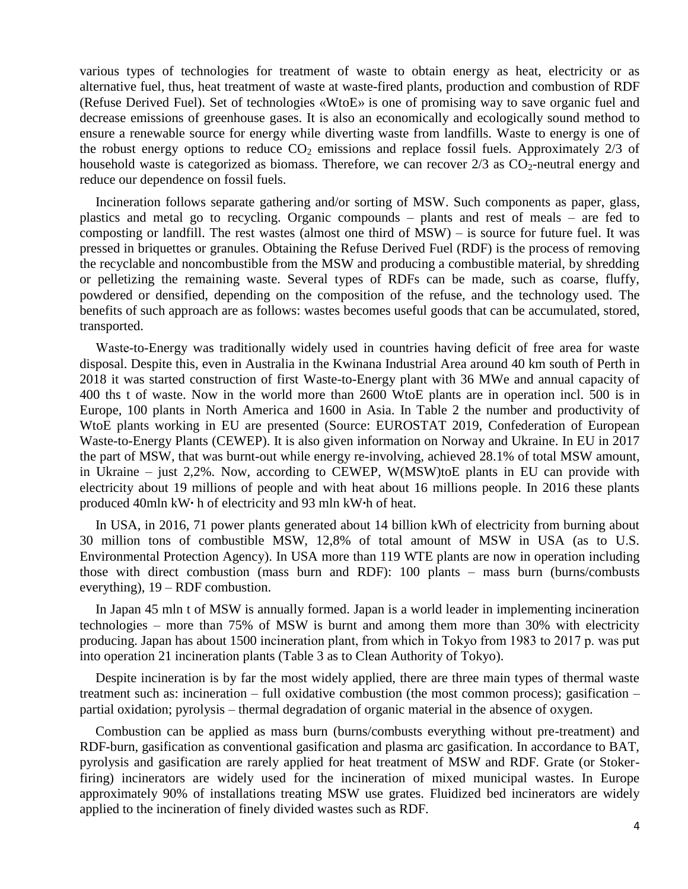various types of technologies for treatment of waste to obtain energy as heat, electricity or as alternative fuel, thus, heat treatment of waste at waste-fired plants, production and combustion of RDF (Refuse Derived Fuel). Set of technologies «WtoE» is one of promising way to save organic fuel and decrease emissions of greenhouse gases. It is also an economically and ecologically sound method to ensure a renewable source for energy while diverting waste from landfills. Waste to energy is one of the robust energy options to reduce $CO_2$ emissions and replace fossil fuels. Approximately 2/3 of household waste is categorized as biomass. Therefore, we can recover 2/3 as $CO_2$-neutral energy and reduce our dependence on fossil fuels.

Incineration follows separate gathering and/or sorting of MSW. Such components as paper, glass, plastics and metal go to recycling. Organic compounds – plants and rest of meals – are fed to composting or landfill. The rest wastes (almost one third of MSW) – is source for future fuel. It was pressed in briquettes or granules. Obtaining the Refuse Derived Fuel (RDF) is the process of removing the recyclable and noncombustible from the MSW and producing a combustible material, by shredding or pelletizing the remaining waste. Several types of RDFs can be made, such as coarse, fluffy, powdered or densified, depending on the composition of the refuse, and the technology used. The benefits of such approach are as follows: wastes becomes useful goods that can be accumulated, stored, transported.

Waste-to-Energy was traditionally widely used in countries having deficit of free area for waste disposal. Despite this, even in Australia in the Kwinana Industrial Area around 40 km south of Perth in 2018 it was started construction of first Waste-to-Energy plant with 36 MWe and annual capacity of 400 ths t of waste. Now in the world more than 2600 WtoE plants are in operation incl. 500 is in Europe, 100 plants in North America and 1600 in Asia. In Table 2 the number and productivity of WtoE plants working in EU are presented (Source: EUROSTAT 2019, Confederation of European Waste-to-Energy Plants (CEWEP). It is also given information on Norway and Ukraine. In EU in 2017 the part of MSW, that was burnt-out while energy re-involving, achieved 28.1% of total MSW amount, in Ukraine – just 2,2%. Now, according to CEWEP, W(MSW)toE plants in EU can provide with electricity about 19 millions of people and with heat about 16 millions people. In 2016 these plants produced 40mln kW· h of electricity and 93 mln kW·h of heat.

In USA, in 2016, 71 power plants generated about 14 billion kWh of electricity from burning about 30 million tons of combustible MSW, 12,8% of total amount of MSW in USA (as to U.S. Environmental Protection Agency). In USA more than 119 WTE plants are now in operation including those with direct combustion (mass burn and RDF): 100 plants – mass burn (burns/combusts everything), 19 – RDF combustion.

In Japan 45 mln t of MSW is annually formed. Japan is a world leader in implementing incineration technologies – more than 75% of MSW is burnt and among them more than 30% with electricity producing. Japan has about 1500 incineration plant, from which in Tokyo from 1983 to 2017 p. was put into operation 21 incineration plants (Table 3 as to Clean Authority of Tokyo).

Despite incineration is by far the most widely applied, there are three main types of thermal waste treatment such as: incineration – full oxidative combustion (the most common process); gasification – partial oxidation; pyrolysis – thermal degradation of organic material in the absence of oxygen.

Combustion can be applied as mass burn (burns/combusts everything without pre-treatment) and RDF-burn, gasification as conventional gasification and plasma arc gasification. In accordance to BAT, pyrolysis and gasification are rarely applied for heat treatment of MSW and RDF. Grate (or Stoker-firing) incinerators are widely used for the incineration of mixed municipal wastes. In Europe approximately 90% of installations treating MSW use grates. Fluidized bed incinerators are widely applied to the incineration of finely divided wastes such as RDF.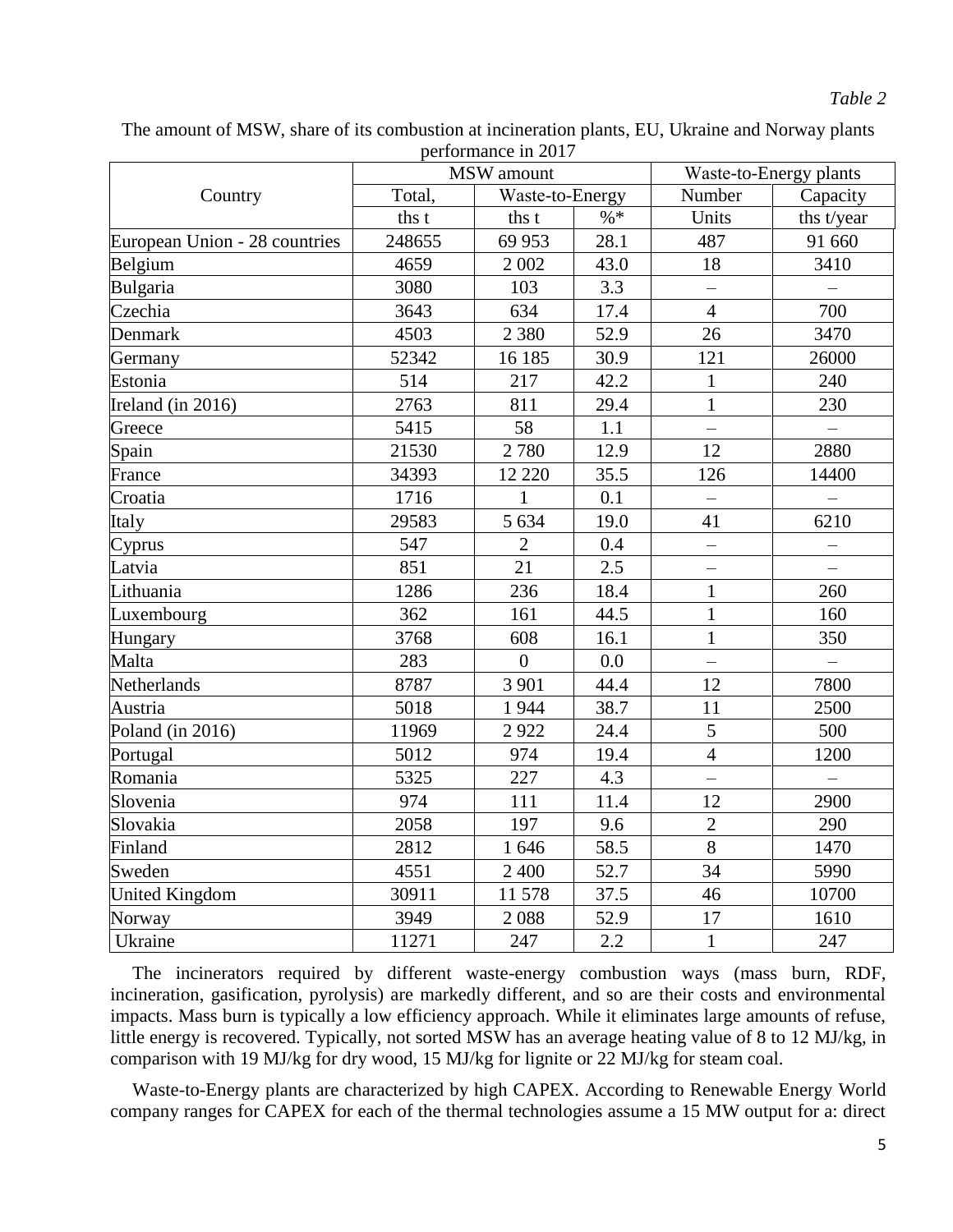*Table 2*

The amount of MSW, share of its combustion at incineration plants, EU, Ukraine and Norway plants performance in 2017

| Country | MSW amount | | | Waste-to-Energy plants | |
|---|---|---|---|---|---|
| | Total, | Waste-to-Energy | | Number | Capacity |
| | ths t | ths t | %* | Units | ths t/year |
| European Union - 28 countries | 248655 | 69 953 | 28.1 | 487 | 91 660 |
| Belgium | 4659 | 2 002 | 43.0 | 18 | 3410 |
| Bulgaria | 3080 | 103 | 3.3 | – | – |
| Czechia | 3643 | 634 | 17.4 | 4 | 700 |
| Denmark | 4503 | 2 380 | 52.9 | 26 | 3470 |
| Germany | 52342 | 16 185 | 30.9 | 121 | 26000 |
| Estonia | 514 | 217 | 42.2 | 1 | 240 |
| Ireland (in 2016) | 2763 | 811 | 29.4 | 1 | 230 |
| Greece | 5415 | 58 | 1.1 | – | – |
| Spain | 21530 | 2 780 | 12.9 | 12 | 2880 |
| France | 34393 | 12 220 | 35.5 | 126 | 14400 |
| Croatia | 1716 | 1 | 0.1 | – | – |
| Italy | 29583 | 5 634 | 19.0 | 41 | 6210 |
| Cyprus | 547 | 2 | 0.4 | – | – |
| Latvia | 851 | 21 | 2.5 | – | – |
| Lithuania | 1286 | 236 | 18.4 | 1 | 260 |
| Luxembourg | 362 | 161 | 44.5 | 1 | 160 |
| Hungary | 3768 | 608 | 16.1 | 1 | 350 |
| Malta | 283 | 0 | 0.0 | – | – |
| Netherlands | 8787 | 3 901 | 44.4 | 12 | 7800 |
| Austria | 5018 | 1 944 | 38.7 | 11 | 2500 |
| Poland (in 2016) | 11969 | 2 922 | 24.4 | 5 | 500 |
| Portugal | 5012 | 974 | 19.4 | 4 | 1200 |
| Romania | 5325 | 227 | 4.3 | – | – |
| Slovenia | 974 | 111 | 11.4 | 12 | 2900 |
| Slovakia | 2058 | 197 | 9.6 | 2 | 290 |
| Finland | 2812 | 1 646 | 58.5 | 8 | 1470 |
| Sweden | 4551 | 2 400 | 52.7 | 34 | 5990 |
| United Kingdom | 30911 | 11 578 | 37.5 | 46 | 10700 |
| Norway | 3949 | 2 088 | 52.9 | 17 | 1610 |
| Ukraine | 11271 | 247 | 2.2 | 1 | 247 |

The incinerators required by different waste-energy combustion ways (mass burn, RDF, incineration, gasification, pyrolysis) are markedly different, and so are their costs and environmental impacts. Mass burn is typically a low efficiency approach. While it eliminates large amounts of refuse, little energy is recovered. Typically, not sorted MSW has an average heating value of 8 to 12 MJ/kg, in comparison with 19 MJ/kg for dry wood, 15 MJ/kg for lignite or 22 MJ/kg for steam coal.

Waste-to-Energy plants are characterized by high CAPEX. According to Renewable Energy World company ranges for CAPEX for each of the thermal technologies assume a 15 MW output for a: direct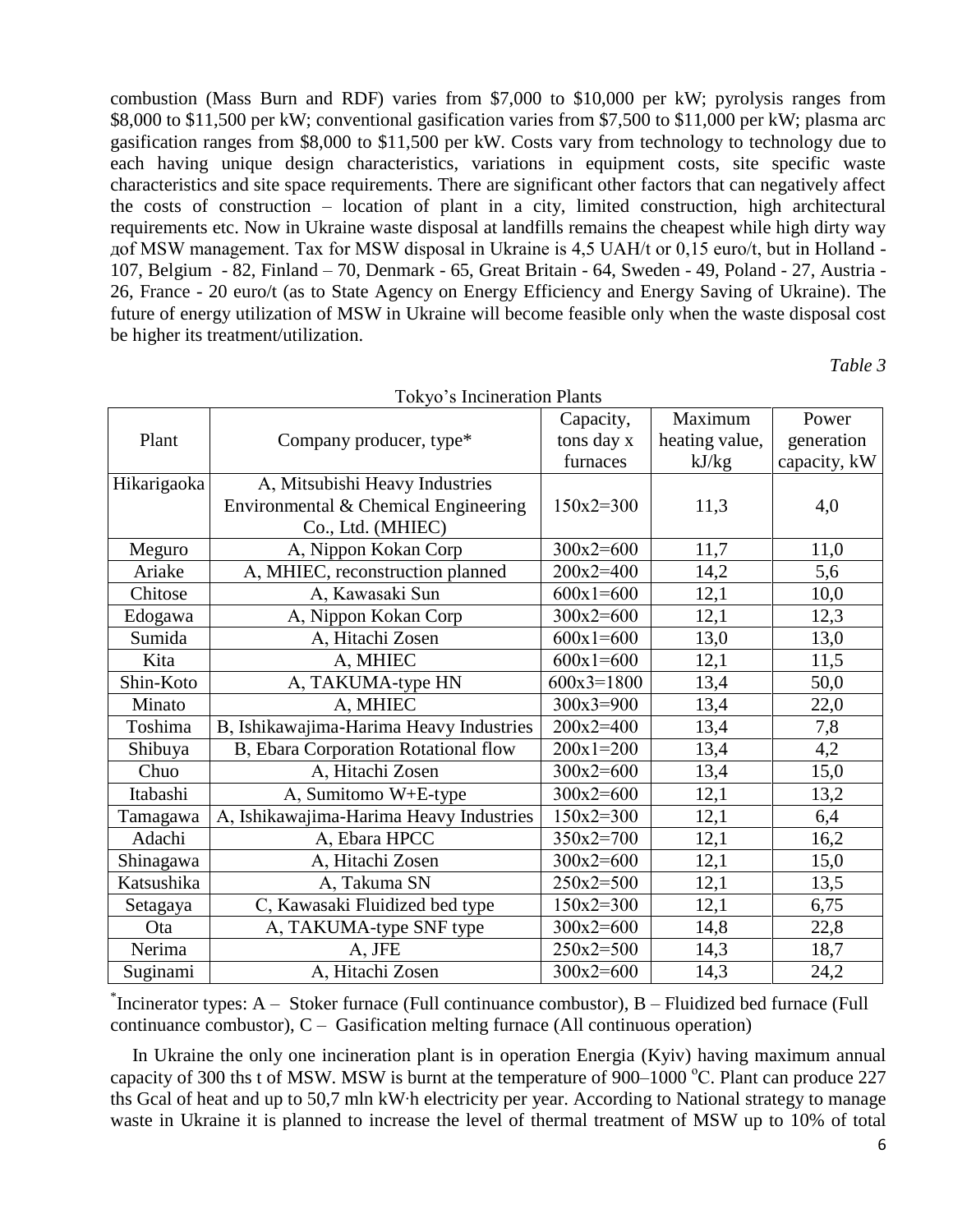combustion (Mass Burn and RDF) varies from $7,000 to $10,000 per kW; pyrolysis ranges from $8,000 to $11,500 per kW; conventional gasification varies from $7,500 to $11,000 per kW; plasma arc gasification ranges from $8,000 to $11,500 per kW. Costs vary from technology to technology due to each having unique design characteristics, variations in equipment costs, site specific waste characteristics and site space requirements. There are significant other factors that can negatively affect the costs of construction – location of plant in a city, limited construction, high architectural requirements etc. Now in Ukraine waste disposal at landfills remains the cheapest while high dirty way доf MSW management. Tax for MSW disposal in Ukraine is 4,5 UAH/t or 0,15 euro/t, but in Holland - 107, Belgium - 82, Finland – 70, Denmark - 65, Great Britain - 64, Sweden - 49, Poland - 27, Austria - 26, France - 20 euro/t (as to State Agency on Energy Efficiency and Energy Saving of Ukraine). The future of energy utilization of MSW in Ukraine will become feasible only when the waste disposal cost be higher its treatment/utilization.

*Table 3*

Tokyo's Incineration Plants

| Plant | Company producer, type* | Capacity, tons day x furnaces | Maximum heating value, kJ/kg | Power generation capacity, kW |
|---|---|---|---|---|
| Hikarigaoka | A, Mitsubishi Heavy Industries Environmental & Chemical Engineering Co., Ltd. (MHIEC) | 150x2=300 | 11,3 | 4,0 |
| Meguro | A, Nippon Kokan Corp | 300x2=600 | 11,7 | 11,0 |
| Ariake | A, MHIEC, reconstruction planned | 200x2=400 | 14,2 | 5,6 |
| Chitose | A, Kawasaki Sun | 600x1=600 | 12,1 | 10,0 |
| Edogawa | A, Nippon Kokan Corp | 300x2=600 | 12,1 | 12,3 |
| Sumida | A, Hitachi Zosen | 600x1=600 | 13,0 | 13,0 |
| Kita | A, MHIEC | 600x1=600 | 12,1 | 11,5 |
| Shin-Koto | A, TAKUMA-type HN | 600x3=1800 | 13,4 | 50,0 |
| Minato | A, MHIEC | 300x3=900 | 13,4 | 22,0 |
| Toshima | B, Ishikawajima-Harima Heavy Industries | 200x2=400 | 13,4 | 7,8 |
| Shibuya | B, Ebara Corporation Rotational flow | 200x1=200 | 13,4 | 4,2 |
| Chuo | A, Hitachi Zosen | 300x2=600 | 13,4 | 15,0 |
| Itabashi | A, Sumitomo W+E-type | 300x2=600 | 12,1 | 13,2 |
| Tamagawa | A, Ishikawajima-Harima Heavy Industries | 150x2=300 | 12,1 | 6,4 |
| Adachi | A, Ebara HPCC | 350x2=700 | 12,1 | 16,2 |
| Shinagawa | A, Hitachi Zosen | 300x2=600 | 12,1 | 15,0 |
| Katsushika | A, Takuma SN | 250x2=500 | 12,1 | 13,5 |
| Setagaya | C, Kawasaki Fluidized bed type | 150x2=300 | 12,1 | 6,75 |
| Ota | A, TAKUMA-type SNF type | 300x2=600 | 14,8 | 22,8 |
| Nerima | A, JFE | 250x2=500 | 14,3 | 18,7 |
| Suginami | A, Hitachi Zosen | 300x2=600 | 14,3 | 24,2 |

*Incinerator types: A – Stoker furnace (Full continuance combustor), B – Fluidized bed furnace (Full continuance combustor), C – Gasification melting furnace (All continuous operation)

In Ukraine the only one incineration plant is in operation Energia (Kyiv) having maximum annual capacity of 300 ths t of MSW. MSW is burnt at the temperature of 900–1000 °C. Plant can produce 227 ths Gcal of heat and up to 50,7 mln kW·h electricity per year. According to National strategy to manage waste in Ukraine it is planned to increase the level of thermal treatment of MSW up to 10% of total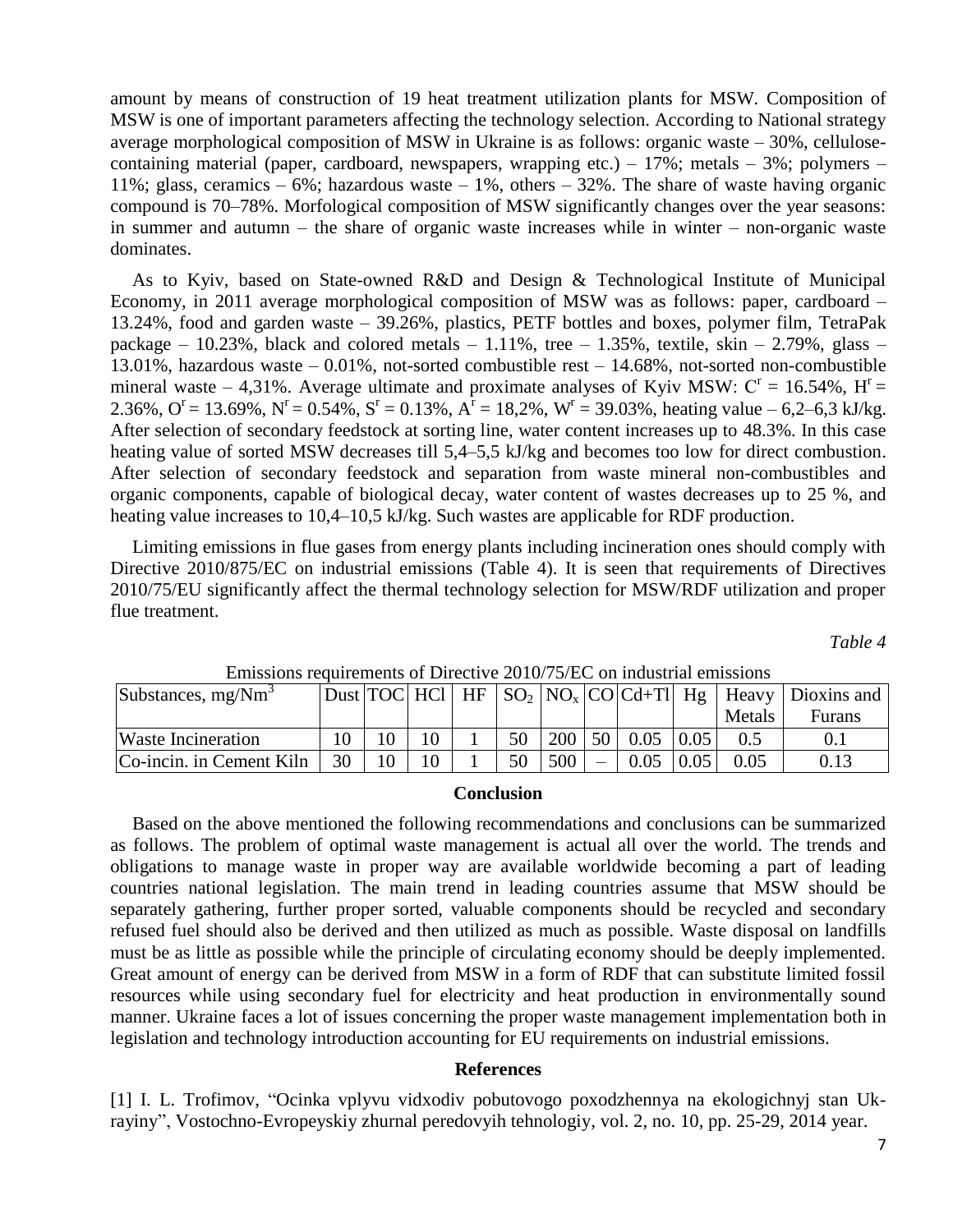amount by means of construction of 19 heat treatment utilization plants for MSW. Composition of MSW is one of important parameters affecting the technology selection. According to National strategy average morphological composition of MSW in Ukraine is as follows: organic waste – 30%, cellulose-containing material (paper, cardboard, newspapers, wrapping etc.) – 17%; metals – 3%; polymers – 11%; glass, ceramics – 6%; hazardous waste – 1%, others – 32%. The share of waste having organic compound is 70–78%. Morfological composition of MSW significantly changes over the year seasons: in summer and autumn – the share of organic waste increases while in winter – non-organic waste dominates.

As to Kyiv, based on State-owned R&D and Design & Technological Institute of Municipal Economy, in 2011 average morphological composition of MSW was as follows: paper, cardboard – 13.24%, food and garden waste – 39.26%, plastics, PETF bottles and boxes, polymer film, TetraPak package – 10.23%, black and colored metals – 1.11%, tree – 1.35%, textile, skin – 2.79%, glass – 13.01%, hazardous waste – 0.01%, not-sorted combustible rest – 14.68%, not-sorted non-combustible mineral waste – 4,31%. Average ultimate and proximate analyses of Kyiv MSW: $C^r$ = 16.54%, $H^r$ = 2.36%, $O^r$ = 13.69%, $N^r$ = 0.54%, $S^r$ = 0.13%, $A^r$ = 18,2%, $W^r$ = 39.03%, heating value – 6,2–6,3 kJ/kg. After selection of secondary feedstock at sorting line, water content increases up to 48.3%. In this case heating value of sorted MSW decreases till 5,4–5,5 kJ/kg and becomes too low for direct combustion. After selection of secondary feedstock and separation from waste mineral non-combustibles and organic components, capable of biological decay, water content of wastes decreases up to 25 %, and heating value increases to 10,4–10,5 kJ/kg. Such wastes are applicable for RDF production.

Limiting emissions in flue gases from energy plants including incineration ones should comply with Directive 2010/875/EC on industrial emissions (Table 4). It is seen that requirements of Directives 2010/75/EU significantly affect the thermal technology selection for MSW/RDF utilization and proper flue treatment.

*Table 4*

Emissions requirements of Directive 2010/75/EC on industrial emissions

| Substances, $mg/Nm^3$ | Dust | TOC | HCl | HF | $SO_2$ | $NO_x$ | CO | Cd+Tl | Hg | Heavy Metals | Dioxins and Furans |
|---|---|---|---|---|---|---|---|---|---|---|---|
| Waste Incineration | 10 | 10 | 10 | 1 | 50 | 200 | 50 | 0.05 | 0.05 | 0.5 | 0.1 |
| Co-incin. in Cement Kiln | 30 | 10 | 10 | 1 | 50 | 500 | – | 0.05 | 0.05 | 0.05 | 0.13 |

## Conclusion

Based on the above mentioned the following recommendations and conclusions can be summarized as follows. The problem of optimal waste management is actual all over the world. The trends and obligations to manage waste in proper way are available worldwide becoming a part of leading countries national legislation. The main trend in leading countries assume that MSW should be separately gathering, further proper sorted, valuable components should be recycled and secondary refused fuel should also be derived and then utilized as much as possible. Waste disposal on landfills must be as little as possible while the principle of circulating economy should be deeply implemented. Great amount of energy can be derived from MSW in a form of RDF that can substitute limited fossil resources while using secondary fuel for electricity and heat production in environmentally sound manner. Ukraine faces a lot of issues concerning the proper waste management implementation both in legislation and technology introduction accounting for EU requirements on industrial emissions.

## References

[1] I. L. Trofimov, "Ocinka vplyvu vidxodiv pobutovogo poxodzhennya na ekologichnyj stan Ukrayiny", Vostochno-Evropeyskiy zhurnal peredovyih tehnologiy, vol. 2, no. 10, pp. 25-29, 2014 year.